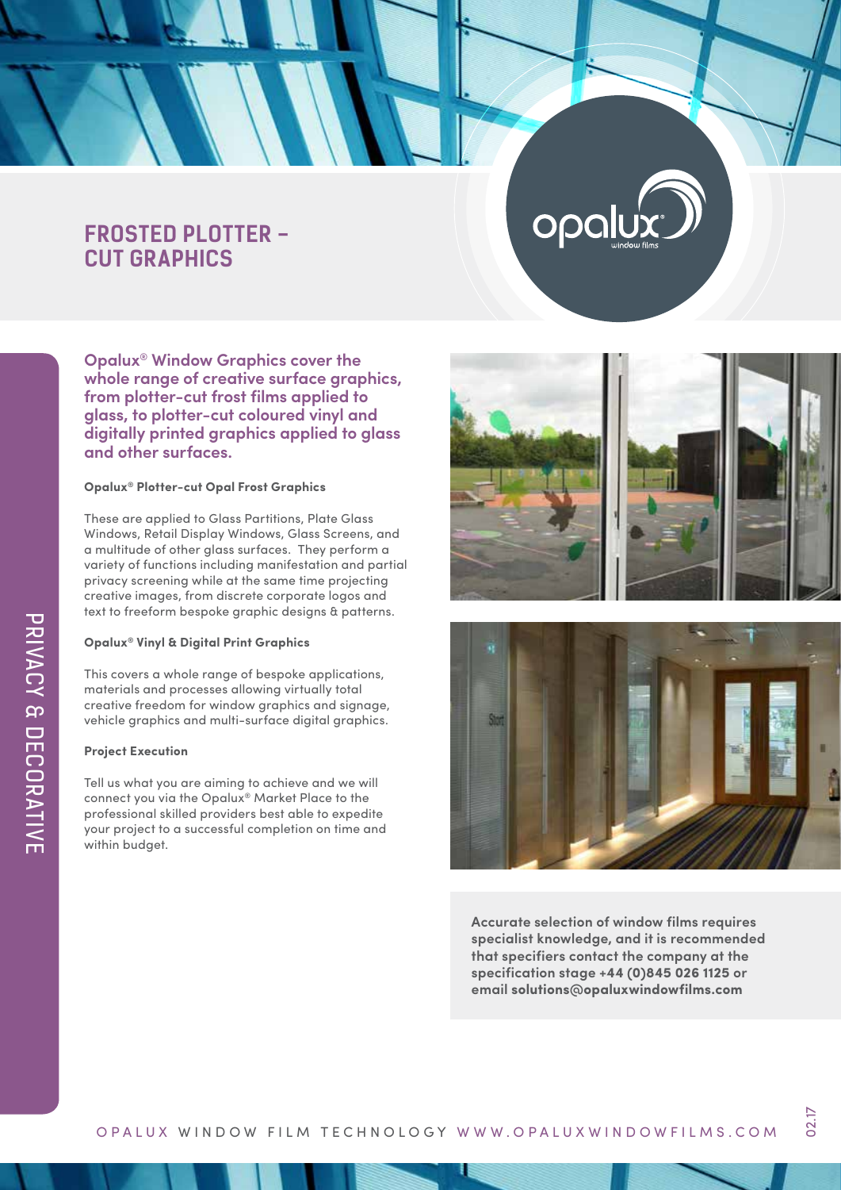# FROSTED PLOTTER – CUT GRAPHICS

PRIVACY & DECORATIVE

**Opalux® Window Graphics cover the whole range of creative surface graphics, from plotter-cut frost films applied to glass, to plotter-cut coloured vinyl and digitally printed graphics applied to glass and other surfaces.**

### Opalux® Plotter-cut Opal Frost Graphics

These are applied to Glass Partitions, Plate Glass Windows, Retail Display Windows, Glass Screens, and a multitude of other glass surfaces. They perform a variety of functions including manifestation and partial privacy screening while at the same time projecting creative images, from discrete corporate logos and text to freeform bespoke graphic designs & patterns.

### Opalux® Vinyl & Digital Print Graphics

This covers a whole range of bespoke applications, materials and processes allowing virtually total creative freedom for window graphics and signage, vehicle graphics and multi-surface digital graphics.

### Project Execution

Tell us what you are aiming to achieve and we will connect you via the Opalux® Market Place to the professional skilled providers best able to expedite your project to a successful completion on time and within budget.

**Accurate selection of window films requires specialist knowledge, and it is recommended that specifiers contact the company at the specification stage +44 (0)845 026 1125 or email solutions@opaluxwindowfilms.com**

OPALUX WINDOW FILM TECHNOLOGY WWW.OPALUXWINDOWFILMS.COM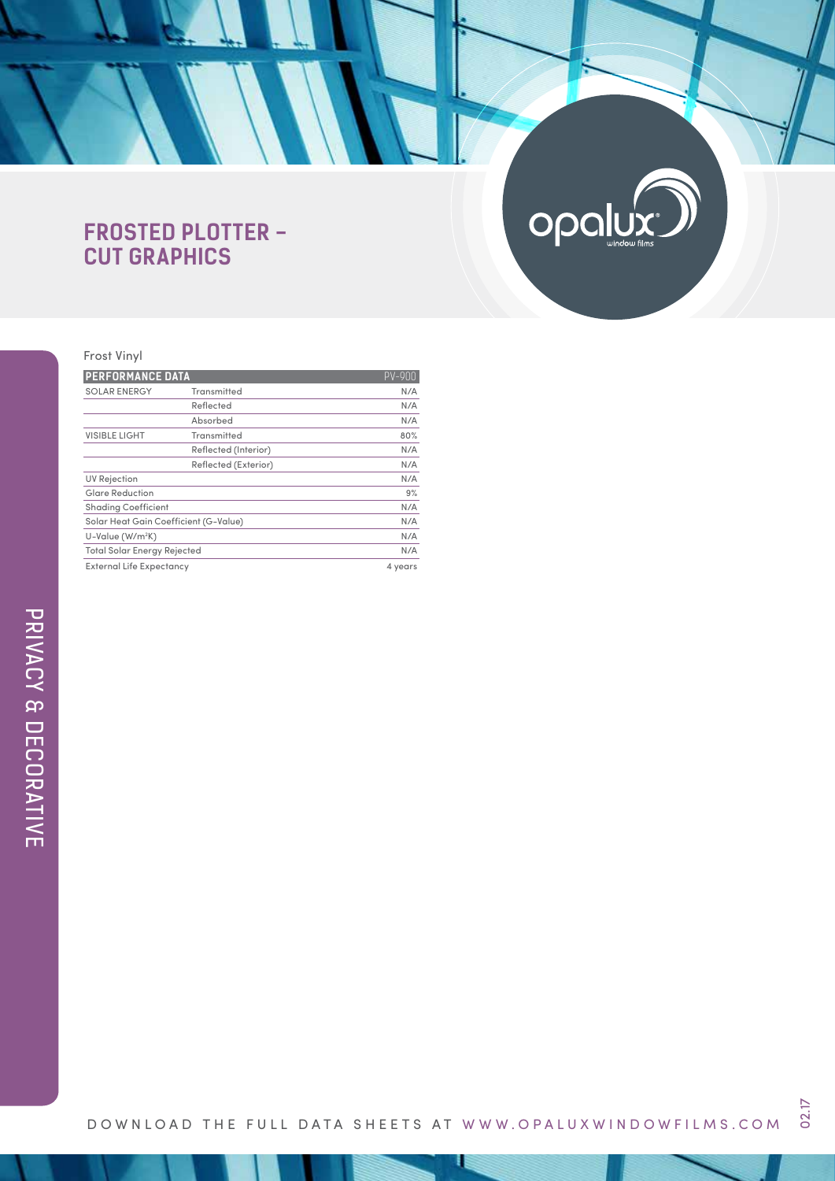# FROSTED PLOTTER – CUT GRAPHICS

Frost Vinyl

| PERFORMANCE DATA | | PV-900 |
|---|---|---|
| SOLAR ENERGY | Transmitted | N/A |
| | Reflected | N/A |
| | Absorbed | N/A |
| VISIBLE LIGHT | Transmitted | 80% |
| | Reflected (Interior) | N/A |
| | Reflected (Exterior) | N/A |
| UV Rejection | | N/A |
| Glare Reduction | | 9% |
| Shading Coefficient | | N/A |
| Solar Heat Gain Coefficient (G-Value) | | N/A |
| U-Value ($W/m^2K$) | | N/A |
| Total Solar Energy Rejected | | N/A |
| External Life Expectancy | | 4 years |

PRIVACY & DECORATIVE

DOWNLOAD THE FULL DATA SHEETS AT WWW.OPALUXWINDOWFILMS.COM

02.17